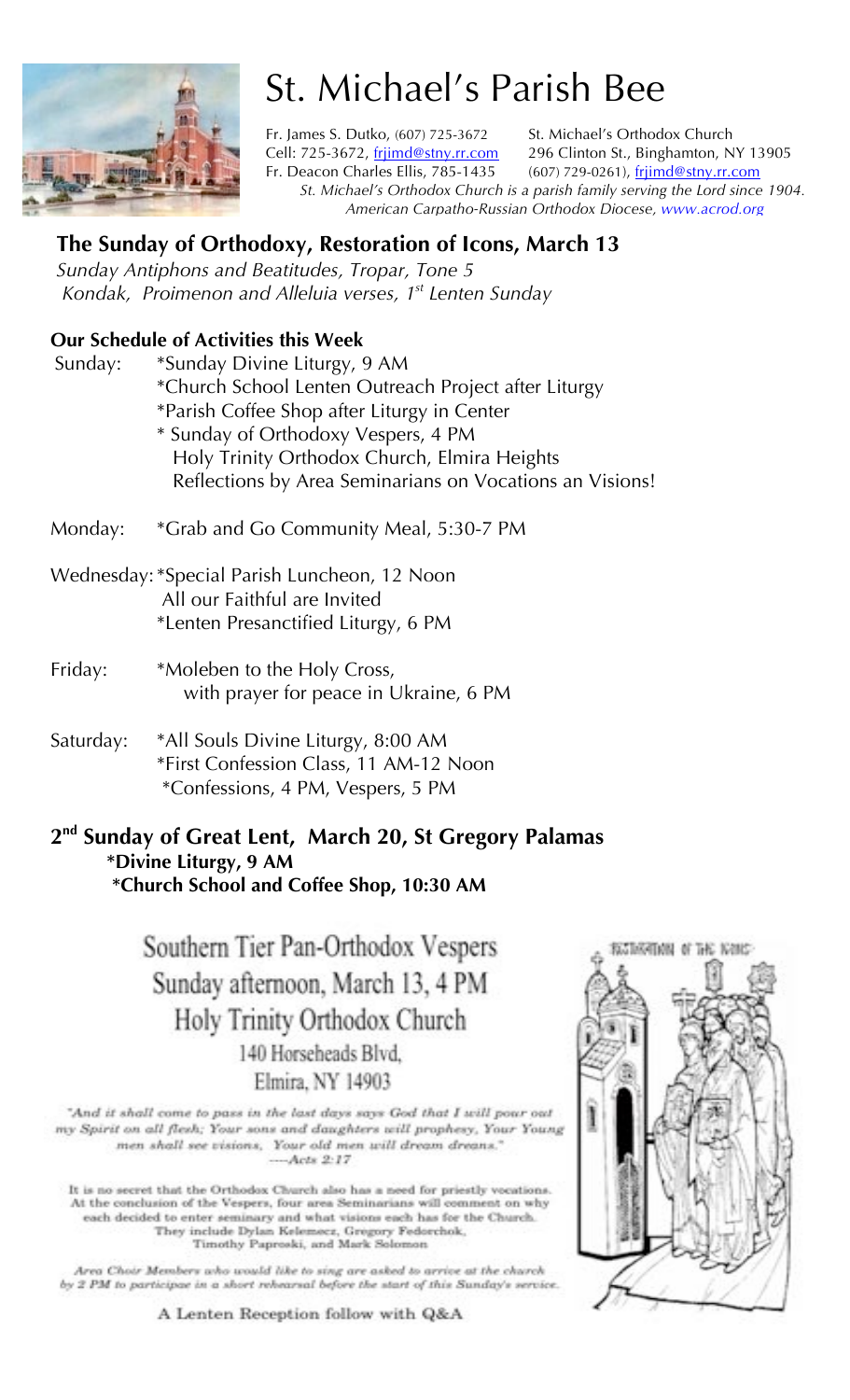# St. Michael's Parish Bee

Fr. James S. Dutko, (607) 725-3672
Cell: 725-3672, frjimd@stny.rr.com
Fr. Deacon Charles Ellis, 785-1435

St. Michael's Orthodox Church
296 Clinton St., Binghamton, NY 13905
(607) 729-0261), frjimd@stny.rr.com

*St. Michael's Orthodox Church is a parish family serving the Lord since 1904.*
*American Carpatho-Russian Orthodox Diocese, www.acrod.org*

## The Sunday of Orthodoxy, Restoration of Icons, March 13

*Sunday Antiphons and Beatitudes, Tropar, Tone 5*
*Kondak, Proimenon and Alleluia verses, 1st Lenten Sunday*

### Our Schedule of Activities this Week

Sunday:
- *Sunday Divine Liturgy, 9 AM
- *Church School Lenten Outreach Project after Liturgy
- *Parish Coffee Shop after Liturgy in Center
- * Sunday of Orthodoxy Vespers, 4 PM
  Holy Trinity Orthodox Church, Elmira Heights
  Reflections by Area Seminarians on Vocations an Visions!

Monday:
- *Grab and Go Community Meal, 5:30-7 PM

Wednesday:
- *Special Parish Luncheon, 12 Noon
  All our Faithful are Invited
- *Lenten Presanctified Liturgy, 6 PM

Friday:
- *Moleben to the Holy Cross,
  with prayer for peace in Ukraine, 6 PM

Saturday:
- *All Souls Divine Liturgy, 8:00 AM
- *First Confession Class, 11 AM-12 Noon
- *Confessions, 4 PM, Vespers, 5 PM

## 2nd Sunday of Great Lent, March 20, St Gregory Palamas

**\*Divine Liturgy, 9 AM**
**\*Church School and Coffee Shop, 10:30 AM**

Southern Tier Pan-Orthodox Vespers
Sunday afternoon, March 13, 4 PM
Holy Trinity Orthodox Church
140 Horseheads Blvd,
Elmira, NY 14903

*"And it shall come to pass in the last days says God that I will pour out my Spirit on all flesh; Your sons and daughters will prophesy, Your Young men shall see visions, Your old men will dream dreams." ----Acts 2:17*

It is no secret that the Orthodox Church also has a need for priestly vocations. At the conclusion of the Vespers, four area Seminarians will comment on why each decided to enter seminary and what visions each has for the Church. They include Dylan Kelemecz, Gregory Fedorchok, Timothy Paproski, and Mark Solomon

*Area Choir Members who would like to sing are asked to arrive at the church by 2 PM to participae in a short rehearsal before the start of this Sunday's service.*

A Lenten Reception follow with Q&A

RESTORATION OF THE ICONS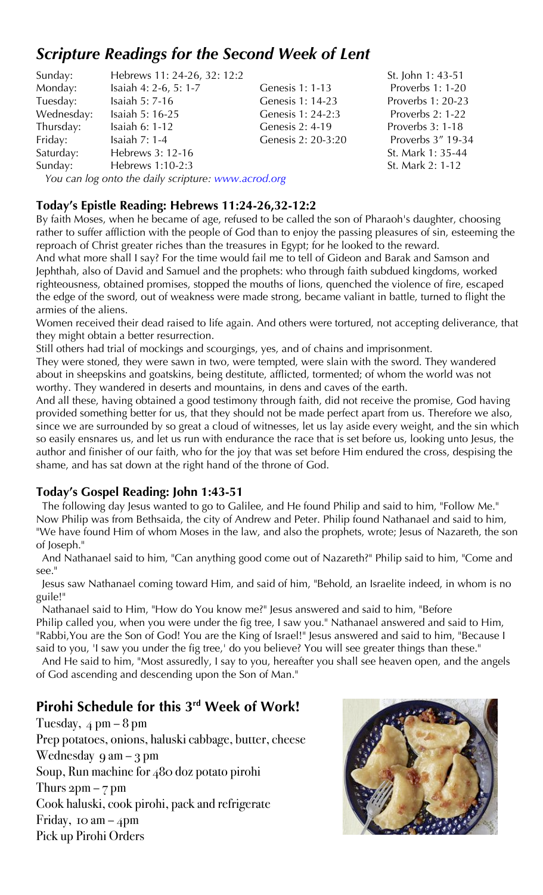## *Scripture Readings for the Second Week of Lent*

| | | | |
|---|---|---|---|
| Sunday: | Hebrews 11: 24-26, 32: 12:2 | | St. John 1: 43-51 |
| Monday: | Isaiah 4: 2-6, 5: 1-7 | Genesis 1: 1-13 | Proverbs 1: 1-20 |
| Tuesday: | Isaiah 5: 7-16 | Genesis 1: 14-23 | Proverbs 1: 20-23 |
| Wednesday: | Isaiah 5: 16-25 | Genesis 1: 24-2:3 | Proverbs 2: 1-22 |
| Thursday: | Isaiah 6: 1-12 | Genesis 2: 4-19 | Proverbs 3: 1-18 |
| Friday: | Isaiah 7: 1-4 | Genesis 2: 20-3:20 | Proverbs 3" 19-34 |
| Saturday: | Hebrews 3: 12-16 | | St. Mark 1: 35-44 |
| Sunday: | Hebrews 1:10-2:3 | | St. Mark 2: 1-12 |

*You can log onto the daily scripture: www.acrod.org*

### Today's Epistle Reading: Hebrews 11:24-26,32-12:2

By faith Moses, when he became of age, refused to be called the son of Pharaoh's daughter, choosing rather to suffer affliction with the people of God than to enjoy the passing pleasures of sin, esteeming the reproach of Christ greater riches than the treasures in Egypt; for he looked to the reward.

And what more shall I say? For the time would fail me to tell of Gideon and Barak and Samson and Jephthah, also of David and Samuel and the prophets: who through faith subdued kingdoms, worked righteousness, obtained promises, stopped the mouths of lions, quenched the violence of fire, escaped the edge of the sword, out of weakness were made strong, became valiant in battle, turned to flight the armies of the aliens.

Women received their dead raised to life again. And others were tortured, not accepting deliverance, that they might obtain a better resurrection.

Still others had trial of mockings and scourgings, yes, and of chains and imprisonment.

They were stoned, they were sawn in two, were tempted, were slain with the sword. They wandered about in sheepskins and goatskins, being destitute, afflicted, tormented; of whom the world was not worthy. They wandered in deserts and mountains, in dens and caves of the earth.

And all these, having obtained a good testimony through faith, did not receive the promise, God having provided something better for us, that they should not be made perfect apart from us. Therefore we also, since we are surrounded by so great a cloud of witnesses, let us lay aside every weight, and the sin which so easily ensnares us, and let us run with endurance the race that is set before us, looking unto Jesus, the author and finisher of our faith, who for the joy that was set before Him endured the cross, despising the shame, and has sat down at the right hand of the throne of God.

### Today's Gospel Reading: John 1:43-51

The following day Jesus wanted to go to Galilee, and He found Philip and said to him, "Follow Me." Now Philip was from Bethsaida, the city of Andrew and Peter. Philip found Nathanael and said to him, "We have found Him of whom Moses in the law, and also the prophets, wrote; Jesus of Nazareth, the son of Joseph."

And Nathanael said to him, "Can anything good come out of Nazareth?" Philip said to him, "Come and see."

Jesus saw Nathanael coming toward Him, and said of him, "Behold, an Israelite indeed, in whom is no guile!"

Nathanael said to Him, "How do You know me?" Jesus answered and said to him, "Before Philip called you, when you were under the fig tree, I saw you." Nathanael answered and said to Him, "Rabbi,You are the Son of God! You are the King of Israel!" Jesus answered and said to him, "Because I said to you, 'I saw you under the fig tree,' do you believe? You will see greater things than these."

And He said to him, "Most assuredly, I say to you, hereafter you shall see heaven open, and the angels of God ascending and descending upon the Son of Man."

## Pirohi Schedule for this 3rd Week of Work!

Tuesday, 4 pm – 8 pm
Prep potatoes, onions, haluski cabbage, butter, cheese
Wednesday 9 am – 3 pm
Soup, Run machine for 480 doz potato pirohi
Thurs 2pm – 7 pm
Cook haluski, cook pirohi, pack and refrigerate
Friday, 10 am – 4pm
Pick up Pirohi Orders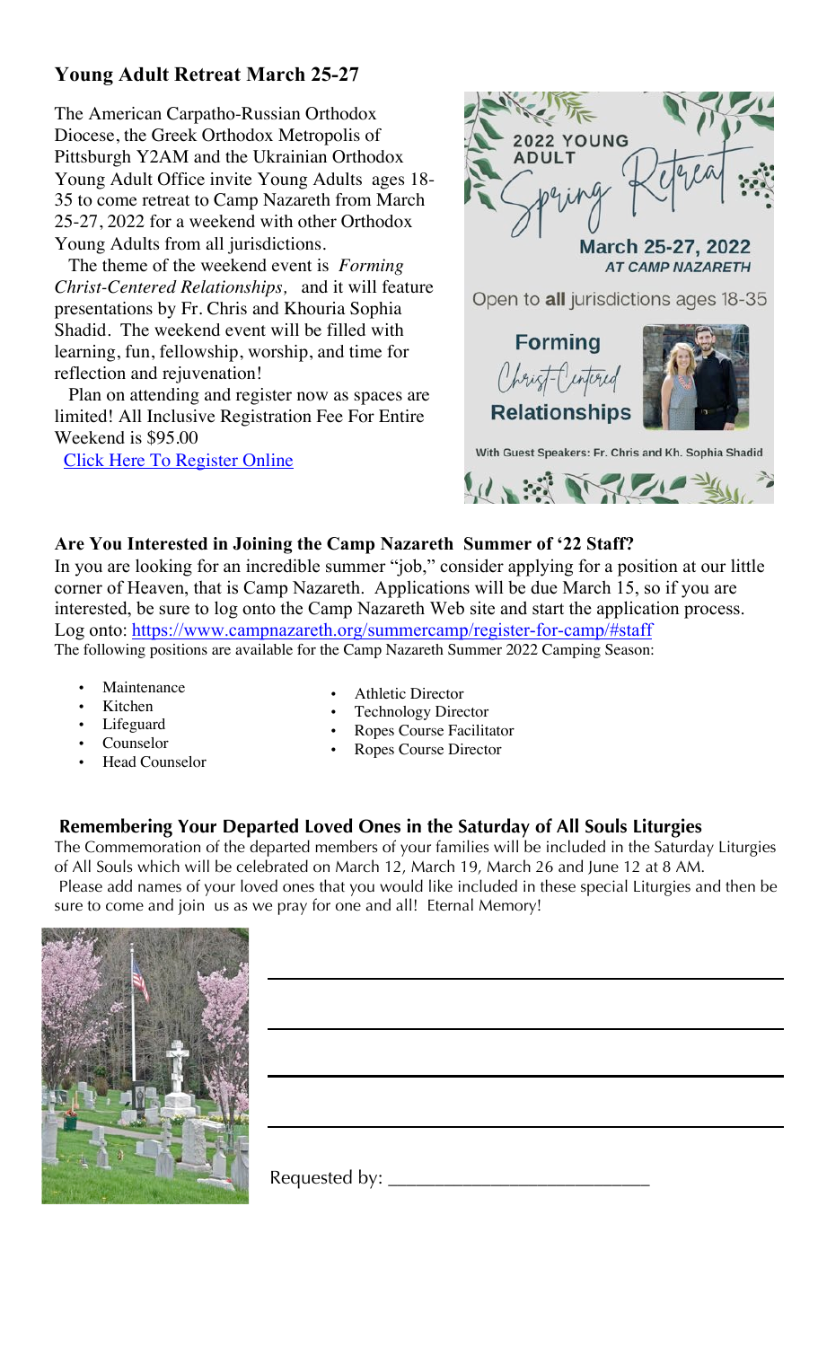## Young Adult Retreat March 25-27

The American Carpatho-Russian Orthodox Diocese, the Greek Orthodox Metropolis of Pittsburgh Y2AM and the Ukrainian Orthodox Young Adult Office invite Young Adults ages 18-35 to come retreat to Camp Nazareth from March 25-27, 2022 for a weekend with other Orthodox Young Adults from all jurisdictions.

The theme of the weekend event is *Forming Christ-Centered Relationships,* and it will feature presentations by Fr. Chris and Khouria Sophia Shadid. The weekend event will be filled with learning, fun, fellowship, worship, and time for reflection and rejuvenation!

Plan on attending and register now as spaces are limited! All Inclusive Registration Fee For Entire Weekend is $95.00

Click Here To Register Online

2022 YOUNG ADULT Spring Retreat

March 25-27, 2022
AT CAMP NAZARETH

Open to **all** jurisdictions ages 18-35

Forming Christ-Centered Relationships

With Guest Speakers: Fr. Chris and Kh. Sophia Shadid

## Are You Interested in Joining the Camp Nazareth Summer of '22 Staff?

In you are looking for an incredible summer "job," consider applying for a position at our little corner of Heaven, that is Camp Nazareth. Applications will be due March 15, so if you are interested, be sure to log onto the Camp Nazareth Web site and start the application process. Log onto: https://www.campnazareth.org/summercamp/register-for-camp/#staff

The following positions are available for the Camp Nazareth Summer 2022 Camping Season:

- Maintenance
- Kitchen
- Lifeguard
- Counselor
- Head Counselor
- Athletic Director
- Technology Director
- Ropes Course Facilitator
- Ropes Course Director

## Remembering Your Departed Loved Ones in the Saturday of All Souls Liturgies

The Commemoration of the departed members of your families will be included in the Saturday Liturgies of All Souls which will be celebrated on March 12, March 19, March 26 and June 12 at 8 AM.
Please add names of your loved ones that you would like included in these special Liturgies and then be sure to come and join us as we pray for one and all! Eternal Memory!

\_\_\_\_\_\_\_\_\_\_\_\_\_\_\_\_\_\_\_\_\_\_\_\_\_\_\_\_\_\_\_\_\_\_\_\_\_\_\_\_

\_\_\_\_\_\_\_\_\_\_\_\_\_\_\_\_\_\_\_\_\_\_\_\_\_\_\_\_\_\_\_\_\_\_\_\_\_\_\_\_

\_\_\_\_\_\_\_\_\_\_\_\_\_\_\_\_\_\_\_\_\_\_\_\_\_\_\_\_\_\_\_\_\_\_\_\_\_\_\_\_

\_\_\_\_\_\_\_\_\_\_\_\_\_\_\_\_\_\_\_\_\_\_\_\_\_\_\_\_\_\_\_\_\_\_\_\_\_\_\_\_

Requested by: \_\_\_\_\_\_\_\_\_\_\_\_\_\_\_\_\_\_\_\_\_\_\_\_\_\_\_\_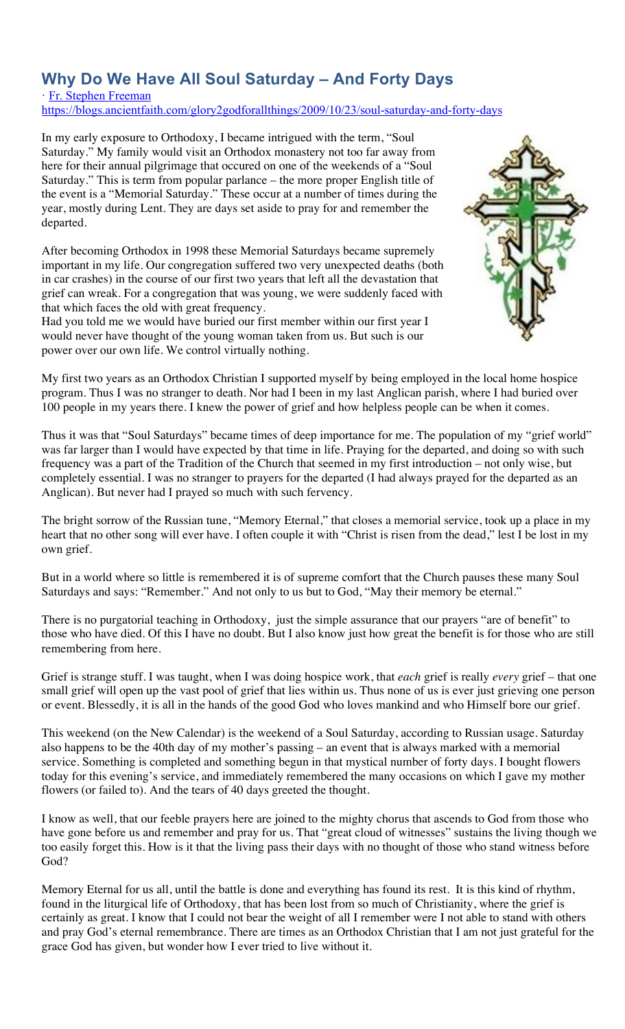## Why Do We Have All Soul Saturday – And Forty Days

· [Fr. Stephen Freeman](https://blogs.ancientfaith.com/glory2godforallthings/2009/10/23/soul-saturday-and-forty-days)
https://blogs.ancientfaith.com/glory2godforallthings/2009/10/23/soul-saturday-and-forty-days

In my early exposure to Orthodoxy, I became intrigued with the term, "Soul Saturday." My family would visit an Orthodox monastery not too far away from here for their annual pilgrimage that occured on one of the weekends of a "Soul Saturday." This is term from popular parlance – the more proper English title of the event is a "Memorial Saturday." These occur at a number of times during the year, mostly during Lent. They are days set aside to pray for and remember the departed.

After becoming Orthodox in 1998 these Memorial Saturdays became supremely important in my life. Our congregation suffered two very unexpected deaths (both in car crashes) in the course of our first two years that left all the devastation that grief can wreak. For a congregation that was young, we were suddenly faced with that which faces the old with great frequency.
Had you told me we would have buried our first member within our first year I would never have thought of the young woman taken from us. But such is our power over our own life. We control virtually nothing.

My first two years as an Orthodox Christian I supported myself by being employed in the local home hospice program. Thus I was no stranger to death. Nor had I been in my last Anglican parish, where I had buried over 100 people in my years there. I knew the power of grief and how helpless people can be when it comes.

Thus it was that "Soul Saturdays" became times of deep importance for me. The population of my "grief world" was far larger than I would have expected by that time in life. Praying for the departed, and doing so with such frequency was a part of the Tradition of the Church that seemed in my first introduction – not only wise, but completely essential. I was no stranger to prayers for the departed (I had always prayed for the departed as an Anglican). But never had I prayed so much with such fervency.

The bright sorrow of the Russian tune, "Memory Eternal," that closes a memorial service, took up a place in my heart that no other song will ever have. I often couple it with "Christ is risen from the dead," lest I be lost in my own grief.

But in a world where so little is remembered it is of supreme comfort that the Church pauses these many Soul Saturdays and says: "Remember." And not only to us but to God, "May their memory be eternal."

There is no purgatorial teaching in Orthodoxy, just the simple assurance that our prayers "are of benefit" to those who have died. Of this I have no doubt. But I also know just how great the benefit is for those who are still remembering from here.

Grief is strange stuff. I was taught, when I was doing hospice work, that *each* grief is really *every* grief – that one small grief will open up the vast pool of grief that lies within us. Thus none of us is ever just grieving one person or event. Blessedly, it is all in the hands of the good God who loves mankind and who Himself bore our grief.

This weekend (on the New Calendar) is the weekend of a Soul Saturday, according to Russian usage. Saturday also happens to be the 40th day of my mother's passing – an event that is always marked with a memorial service. Something is completed and something begun in that mystical number of forty days. I bought flowers today for this evening's service, and immediately remembered the many occasions on which I gave my mother flowers (or failed to). And the tears of 40 days greeted the thought.

I know as well, that our feeble prayers here are joined to the mighty chorus that ascends to God from those who have gone before us and remember and pray for us. That "great cloud of witnesses" sustains the living though we too easily forget this. How is it that the living pass their days with no thought of those who stand witness before God?

Memory Eternal for us all, until the battle is done and everything has found its rest. It is this kind of rhythm, found in the liturgical life of Orthodoxy, that has been lost from so much of Christianity, where the grief is certainly as great. I know that I could not bear the weight of all I remember were I not able to stand with others and pray God's eternal remembrance. There are times as an Orthodox Christian that I am not just grateful for the grace God has given, but wonder how I ever tried to live without it.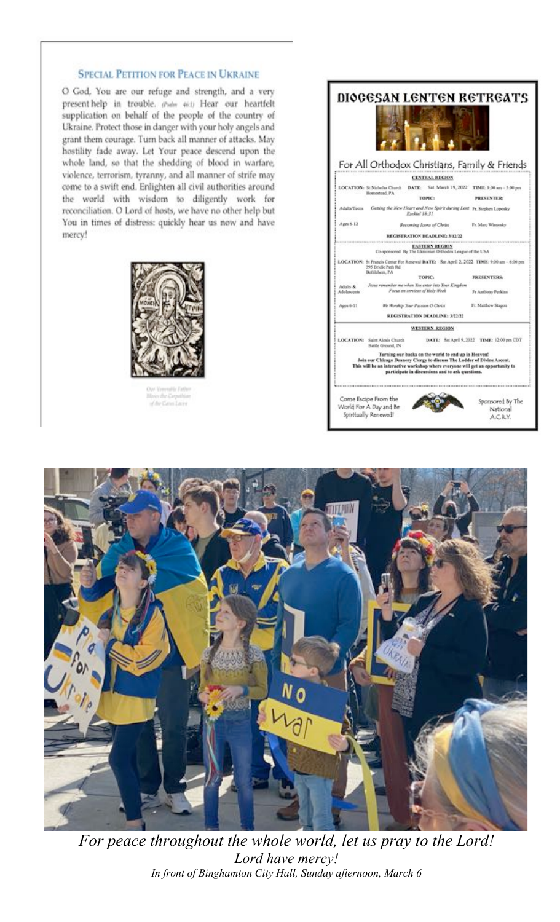## Special Petition for Peace in Ukraine

O God, You are our refuge and strength, and a very present help in trouble. (Psalm 46:1) Hear our heartfelt supplication on behalf of the people of the country of Ukraine. Protect those in danger with your holy angels and grant them courage. Turn back all manner of attacks. May hostility fade away. Let Your peace descend upon the whole land, so that the shedding of blood in warfare, violence, terrorism, tyranny, and all manner of strife may come to a swift end. Enlighten all civil authorities around the world with wisdom to diligently work for reconciliation. O Lord of hosts, we have no other help but You in times of distress: quickly hear us now and have mercy!

Our Venerable Father Moses the Carpathian of the Caves Lavra

# Diocesan Lenten Retreats

For All Orthodox Christians, Family & Friends

**CENTRAL REGION**

**LOCATION:** St Nicholas Church, Homestead, PA **DATE:** Sat March 19, 2022 **TIME:** 9:00 am – 5:00 pm

| | TOPIC: | PRESENTER: |
|---|---|---|
| Adults/Teens | *Getting the New Heart and New Spirit during Lent* Ezekiel 18:31 | Fr. Stephen Loposky |
| Ages 6-12 | *Becoming Icons of Christ* | Fr. Marc Wisnosky |

**REGISTRATION DEADLINE: 3/12/22**

**EASTERN REGION**

Co-sponsored By The Ukrainian Orthodox League of the USA

**LOCATION:** St Francis Center For Renewal, 395 Bridle Path Rd, Bethlehem, PA **DATE:** Sat April 2, 2022 **TIME:** 9:00 am – 6:00 pm

| | TOPIC: | PRESENTERS: |
|---|---|---|
| Adults & Adolescents | *Jesus remember me when You enter into Your Kingdom* Focus on services of Holy Week | Fr Anthony Perkins |
| Ages 6-11 | *We Worship Your Passion O Christ* | Fr. Matthew Stagon |

**REGISTRATION DEADLINE: 3/22/22**

**WESTERN REGION**

**LOCATION:** Saint Alexis Church, Battle Ground, IN **DATE:** Sat April 9, 2022 **TIME:** 12:00 pm CDT

**Turning our backs on the world to end up in Heaven! Join our Chicago Deanery Clergy to discuss The Ladder of Divine Ascent. This will be an interactive workshop where everyone will get an opportunity to participate in discussions and to ask questions.**

Come Escape From the World For A Day and Be Spiritually Renewed!

Sponsored By The National A.C.R.Y.

*For peace throughout the whole world, let us pray to the Lord!*
*Lord have mercy!*
*In front of Binghamton City Hall, Sunday afternoon, March 6*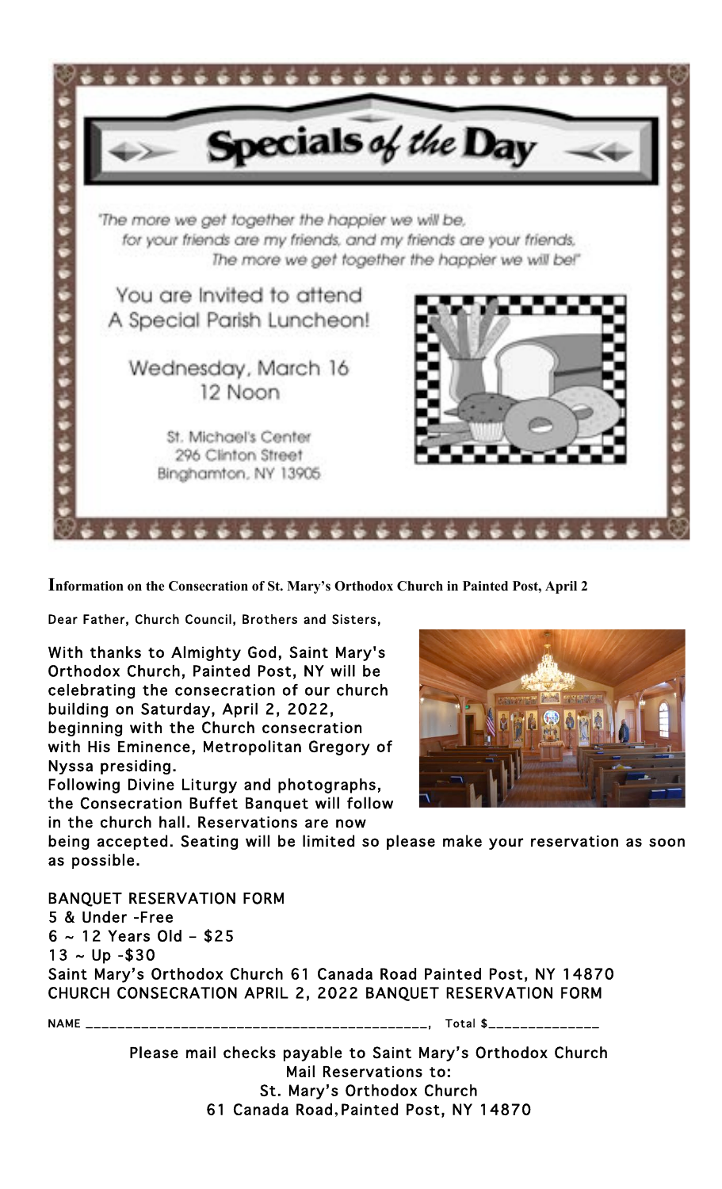# Specials *of the* Day

*"The more we get together the happier we will be,*
*for your friends are my friends, and my friends are your friends,*
*The more we get together the happier we will be!"*

You are Invited to attend
A Special Parish Luncheon!

Wednesday, March 16
12 Noon

St. Michael's Center
296 Clinton Street
Binghamton, NY 13905

**Information on the Consecration of St. Mary's Orthodox Church in Painted Post, April 2**

Dear Father, Church Council, Brothers and Sisters,

With thanks to Almighty God, Saint Mary's Orthodox Church, Painted Post, NY will be celebrating the consecration of our church building on Saturday, April 2, 2022, beginning with the Church consecration with His Eminence, Metropolitan Gregory of Nyssa presiding.
Following Divine Liturgy and photographs, the Consecration Buffet Banquet will follow in the church hall. Reservations are now being accepted. Seating will be limited so please make your reservation as soon as possible.

BANQUET RESERVATION FORM
5 & Under -Free
6 ~ 12 Years Old – $25
13 ~ Up -$30
Saint Mary's Orthodox Church 61 Canada Road Painted Post, NY 14870
CHURCH CONSECRATION APRIL 2, 2022 BANQUET RESERVATION FORM

NAME ____________________________________________, Total $______________

Please mail checks payable to Saint Mary's Orthodox Church
Mail Reservations to:
St. Mary's Orthodox Church
61 Canada Road, Painted Post, NY 14870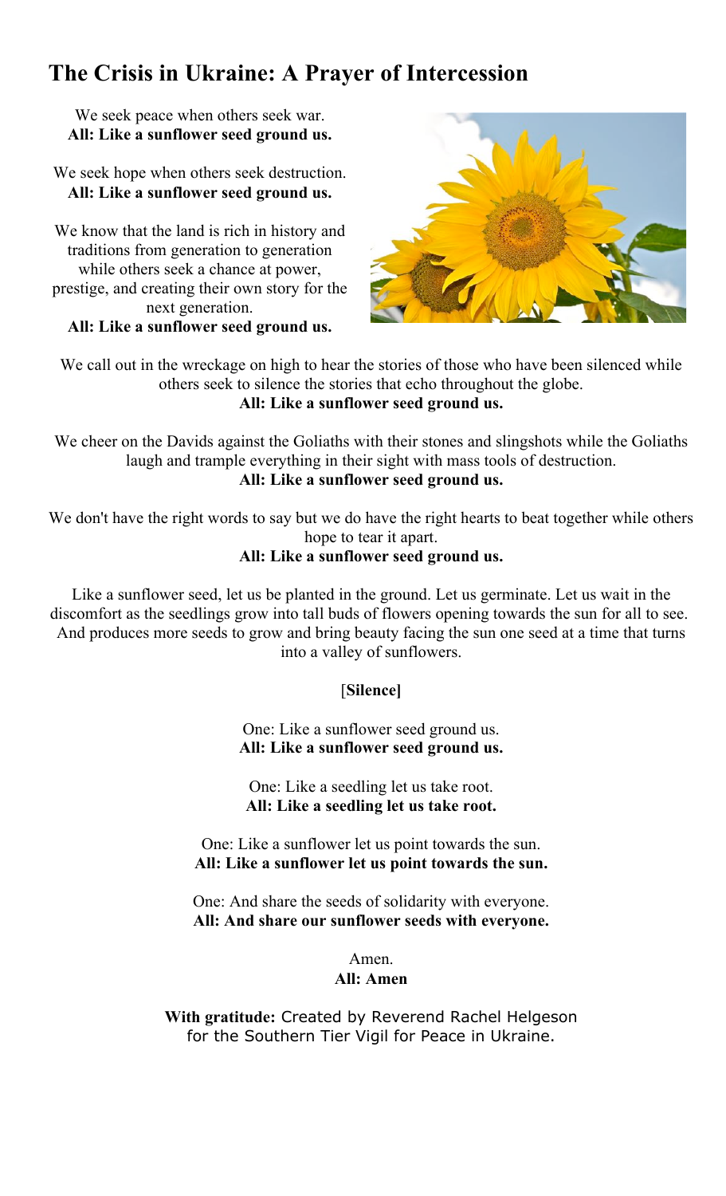# The Crisis in Ukraine: A Prayer of Intercession

We seek peace when others seek war.
**All: Like a sunflower seed ground us.**

We seek hope when others seek destruction.
**All: Like a sunflower seed ground us.**

We know that the land is rich in history and traditions from generation to generation while others seek a chance at power, prestige, and creating their own story for the next generation.
**All: Like a sunflower seed ground us.**

We call out in the wreckage on high to hear the stories of those who have been silenced while others seek to silence the stories that echo throughout the globe.
**All: Like a sunflower seed ground us.**

We cheer on the Davids against the Goliaths with their stones and slingshots while the Goliaths laugh and trample everything in their sight with mass tools of destruction.
**All: Like a sunflower seed ground us.**

We don't have the right words to say but we do have the right hearts to beat together while others hope to tear it apart.
**All: Like a sunflower seed ground us.**

Like a sunflower seed, let us be planted in the ground. Let us germinate. Let us wait in the discomfort as the seedlings grow into tall buds of flowers opening towards the sun for all to see. And produces more seeds to grow and bring beauty facing the sun one seed at a time that turns into a valley of sunflowers.

[**Silence]**

One: Like a sunflower seed ground us.
**All: Like a sunflower seed ground us.**

One: Like a seedling let us take root.
**All: Like a seedling let us take root.**

One: Like a sunflower let us point towards the sun.
**All: Like a sunflower let us point towards the sun.**

One: And share the seeds of solidarity with everyone.
**All: And share our sunflower seeds with everyone.**

Amen.
**All: Amen**

**With gratitude:** Created by Reverend Rachel Helgeson for the Southern Tier Vigil for Peace in Ukraine.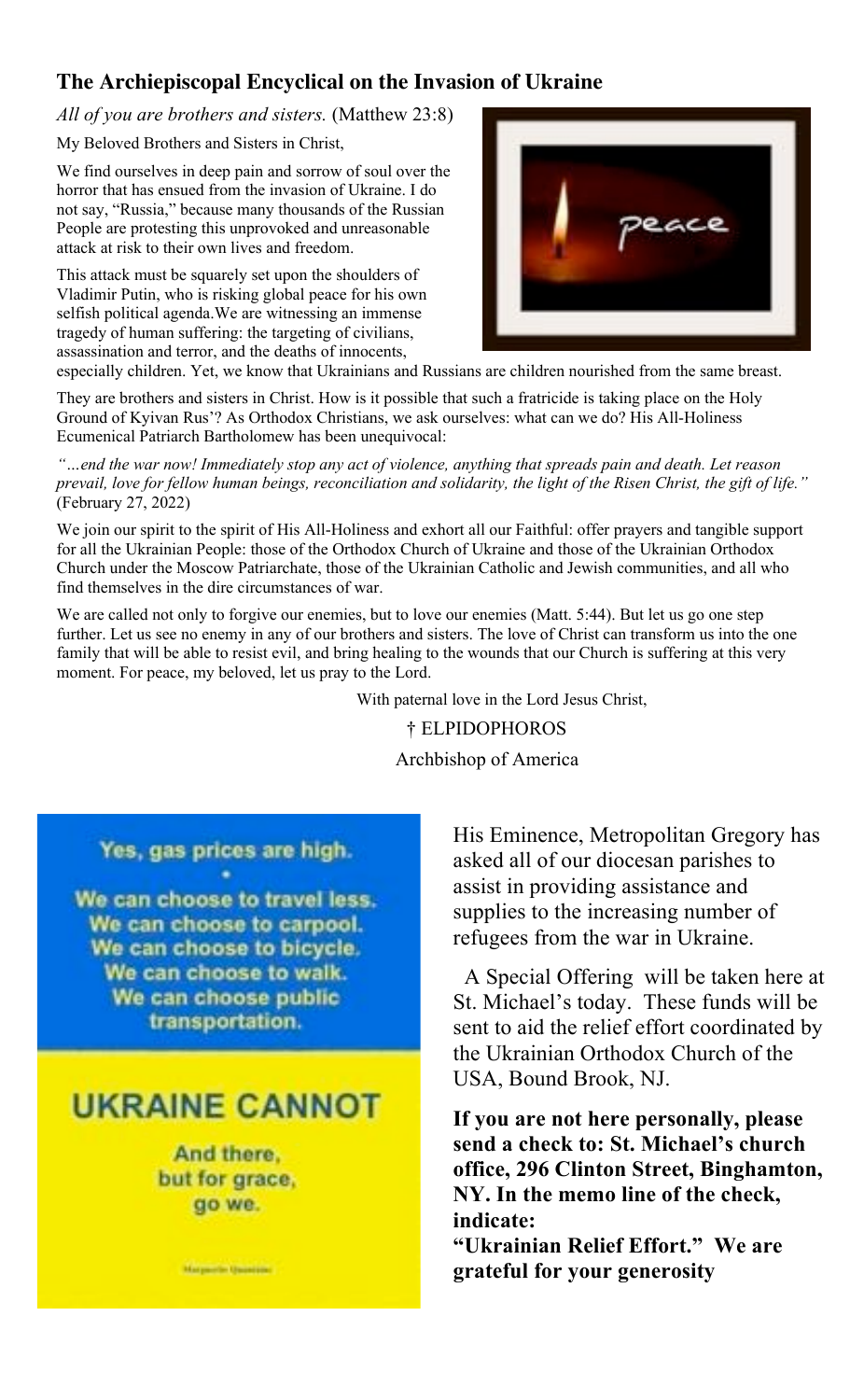## The Archiepiscopal Encyclical on the Invasion of Ukraine

*All of you are brothers and sisters.* (Matthew 23:8)

My Beloved Brothers and Sisters in Christ,

We find ourselves in deep pain and sorrow of soul over the horror that has ensued from the invasion of Ukraine. I do not say, "Russia," because many thousands of the Russian People are protesting this unprovoked and unreasonable attack at risk to their own lives and freedom.

This attack must be squarely set upon the shoulders of Vladimir Putin, who is risking global peace for his own selfish political agenda.We are witnessing an immense tragedy of human suffering: the targeting of civilians, assassination and terror, and the deaths of innocents, especially children. Yet, we know that Ukrainians and Russians are children nourished from the same breast.

They are brothers and sisters in Christ. How is it possible that such a fratricide is taking place on the Holy Ground of Kyivan Rus'? As Orthodox Christians, we ask ourselves: what can we do? His All-Holiness Ecumenical Patriarch Bartholomew has been unequivocal:

*"…end the war now! Immediately stop any act of violence, anything that spreads pain and death. Let reason prevail, love for fellow human beings, reconciliation and solidarity, the light of the Risen Christ, the gift of life."* (February 27, 2022)

We join our spirit to the spirit of His All-Holiness and exhort all our Faithful: offer prayers and tangible support for all the Ukrainian People: those of the Orthodox Church of Ukraine and those of the Ukrainian Orthodox Church under the Moscow Patriarchate, those of the Ukrainian Catholic and Jewish communities, and all who find themselves in the dire circumstances of war.

We are called not only to forgive our enemies, but to love our enemies (Matt. 5:44). But let us go one step further. Let us see no enemy in any of our brothers and sisters. The love of Christ can transform us into the one family that will be able to resist evil, and bring healing to the wounds that our Church is suffering at this very moment. For peace, my beloved, let us pray to the Lord.

With paternal love in the Lord Jesus Christ,

† ELPIDOPHOROS

Archbishop of America

Yes, gas prices are high.

We can choose to travel less.
We can choose to carpool.
We can choose to bicycle.
We can choose to walk.
We can choose public transportation.

UKRAINE CANNOT

And there, but for grace, go we.

His Eminence, Metropolitan Gregory has asked all of our diocesan parishes to assist in providing assistance and supplies to the increasing number of refugees from the war in Ukraine.

A Special Offering will be taken here at St. Michael's today. These funds will be sent to aid the relief effort coordinated by the Ukrainian Orthodox Church of the USA, Bound Brook, NJ.

**If you are not here personally, please send a check to: St. Michael's church office, 296 Clinton Street, Binghamton, NY. In the memo line of the check, indicate:**
**"Ukrainian Relief Effort." We are grateful for your generosity**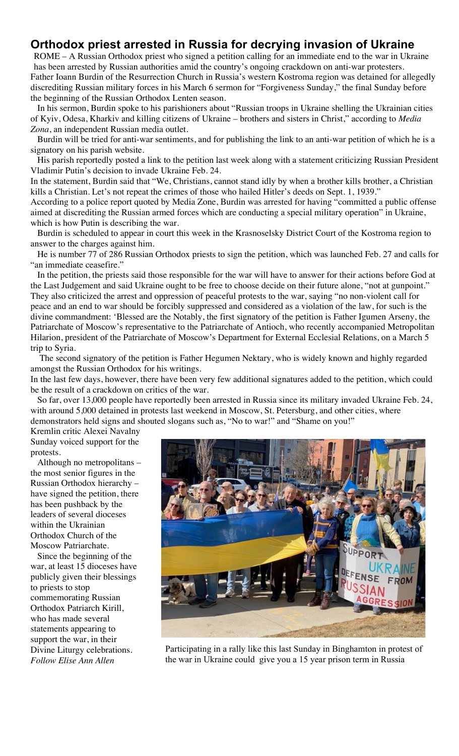## Orthodox priest arrested in Russia for decrying invasion of Ukraine

ROME – A Russian Orthodox priest who signed a petition calling for an immediate end to the war in Ukraine has been arrested by Russian authorities amid the country's ongoing crackdown on anti-war protesters.

Father Ioann Burdin of the Resurrection Church in Russia's western Kostroma region was detained for allegedly discrediting Russian military forces in his March 6 sermon for "Forgiveness Sunday," the final Sunday before the beginning of the Russian Orthodox Lenten season.

In his sermon, Burdin spoke to his parishioners about "Russian troops in Ukraine shelling the Ukrainian cities of Kyiv, Odesa, Kharkiv and killing citizens of Ukraine – brothers and sisters in Christ," according to *Media Zona*, an independent Russian media outlet.

Burdin will be tried for anti-war sentiments, and for publishing the link to an anti-war petition of which he is a signatory on his parish website.

His parish reportedly posted a link to the petition last week along with a statement criticizing Russian President Vladimir Putin's decision to invade Ukraine Feb. 24.

In the statement, Burdin said that "We, Christians, cannot stand idly by when a brother kills brother, a Christian kills a Christian. Let's not repeat the crimes of those who hailed Hitler's deeds on Sept. 1, 1939."

According to a police report quoted by Media Zone, Burdin was arrested for having "committed a public offense aimed at discrediting the Russian armed forces which are conducting a special military operation" in Ukraine, which is how Putin is describing the war.

Burdin is scheduled to appear in court this week in the Krasnoselsky District Court of the Kostroma region to answer to the charges against him.

He is number 77 of 286 Russian Orthodox priests to sign the petition, which was launched Feb. 27 and calls for "an immediate ceasefire."

In the petition, the priests said those responsible for the war will have to answer for their actions before God at the Last Judgement and said Ukraine ought to be free to choose decide on their future alone, "not at gunpoint." They also criticized the arrest and oppression of peaceful protests to the war, saying "no non-violent call for peace and an end to war should be forcibly suppressed and considered as a violation of the law, for such is the divine commandment: 'Blessed are the Notably, the first signatory of the petition is Father Igumen Arseny, the Patriarchate of Moscow's representative to the Patriarchate of Antioch, who recently accompanied Metropolitan Hilarion, president of the Patriarchate of Moscow's Department for External Ecclesial Relations, on a March 5 trip to Syria.

The second signatory of the petition is Father Hegumen Nektary, who is widely known and highly regarded amongst the Russian Orthodox for his writings.

In the last few days, however, there have been very few additional signatures added to the petition, which could be the result of a crackdown on critics of the war.

So far, over 13,000 people have reportedly been arrested in Russia since its military invaded Ukraine Feb. 24, with around 5,000 detained in protests last weekend in Moscow, St. Petersburg, and other cities, where demonstrators held signs and shouted slogans such as, "No to war!" and "Shame on you!"

Kremlin critic Alexei Navalny Sunday voiced support for the protests.

Although no metropolitans – the most senior figures in the Russian Orthodox hierarchy – have signed the petition, there has been pushback by the leaders of several dioceses within the Ukrainian Orthodox Church of the Moscow Patriarchate.

Since the beginning of the war, at least 15 dioceses have publicly given their blessings to priests to stop commemorating Russian Orthodox Patriarch Kirill, who has made several statements appearing to support the war, in their Divine Liturgy celebrations.

*Follow Elise Ann Allen*

Participating in a rally like this last Sunday in Binghamton in protest of the war in Ukraine could give you a 15 year prison term in Russia